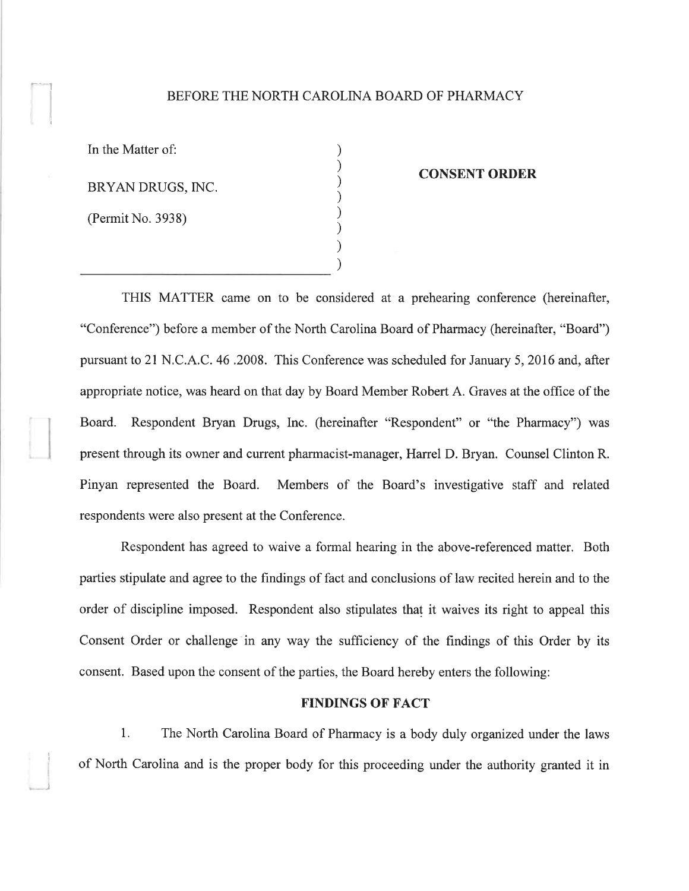BEFORE THE NORTH CAROLINA BOARD OF PHARMACY

| | |
|---|---|
| In the Matter of:<br><br>BRYAN DRUGS, INC.<br><br>(Permit No. 3938) | **CONSENT ORDER** |

THIS MATTER came on to be considered at a prehearing conference (hereinafter, "Conference") before a member of the North Carolina Board of Pharmacy (hereinafter, "Board") pursuant to 21 N.C.A.C. 46 .2008. This Conference was scheduled for January 5, 2016 and, after appropriate notice, was heard on that day by Board Member Robert A. Graves at the office of the Board. Respondent Bryan Drugs, Inc. (hereinafter "Respondent" or "the Pharmacy") was present through its owner and current pharmacist-manager, Harrel D. Bryan. Counsel Clinton R. Pinyan represented the Board. Members of the Board's investigative staff and related respondents were also present at the Conference.

Respondent has agreed to waive a formal hearing in the above-referenced matter. Both parties stipulate and agree to the findings of fact and conclusions of law recited herein and to the order of discipline imposed. Respondent also stipulates that it waives its right to appeal this Consent Order or challenge in any way the sufficiency of the findings of this Order by its consent. Based upon the consent of the parties, the Board hereby enters the following:

**FINDINGS OF FACT**

1. The North Carolina Board of Pharmacy is a body duly organized under the laws of North Carolina and is the proper body for this proceeding under the authority granted it in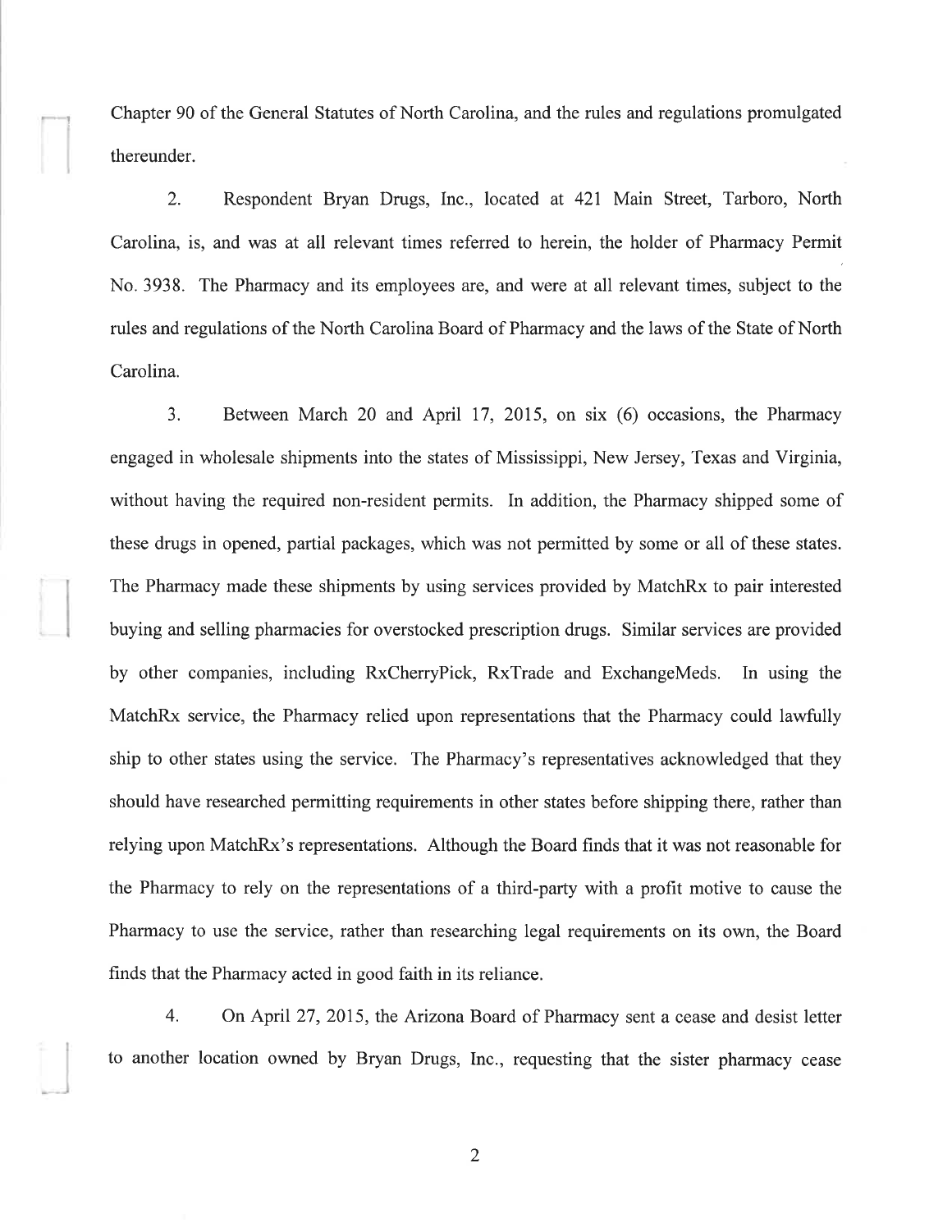Chapter 90 of the General Statutes of North Carolina, and the rules and regulations promulgated thereunder.

2. Respondent Bryan Drugs, Inc., located at 421 Main Street, Tarboro, North Carolina, is, and was at all relevant times referred to herein, the holder of Pharmacy Permit No. 3938. The Pharmacy and its employees are, and were at all relevant times, subject to the rules and regulations of the North Carolina Board of Pharmacy and the laws of the State of North Carolina.

3. Between March 20 and April 17, 2015, on six (6) occasions, the Pharmacy engaged in wholesale shipments into the states of Mississippi, New Jersey, Texas and Virginia, without having the required non-resident permits. In addition, the Pharmacy shipped some of these drugs in opened, partial packages, which was not permitted by some or all of these states. The Pharmacy made these shipments by using services provided by MatchRx to pair interested buying and selling pharmacies for overstocked prescription drugs. Similar services are provided by other companies, including RxCherryPick, RxTrade and ExchangeMeds. In using the MatchRx service, the Pharmacy relied upon representations that the Pharmacy could lawfully ship to other states using the service. The Pharmacy's representatives acknowledged that they should have researched permitting requirements in other states before shipping there, rather than relying upon MatchRx's representations. Although the Board finds that it was not reasonable for the Pharmacy to rely on the representations of a third-party with a profit motive to cause the Pharmacy to use the service, rather than researching legal requirements on its own, the Board finds that the Pharmacy acted in good faith in its reliance.

4. On April 27, 2015, the Arizona Board of Pharmacy sent a cease and desist letter to another location owned by Bryan Drugs, Inc., requesting that the sister pharmacy cease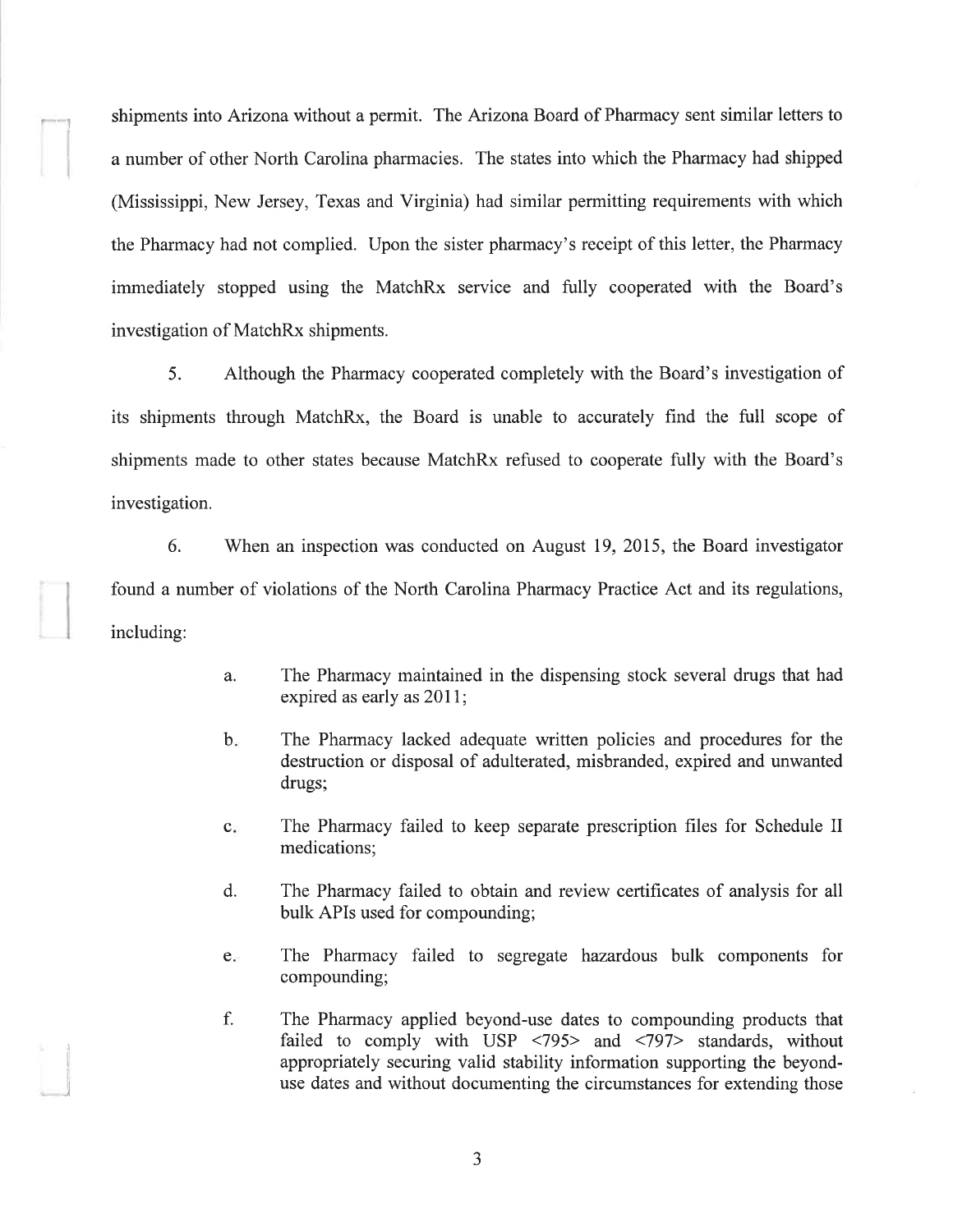shipments into Arizona without a permit. The Arizona Board of Pharmacy sent similar letters to a number of other North Carolina pharmacies. The states into which the Pharmacy had shipped (Mississippi, New Jersey, Texas and Virginia) had similar permitting requirements with which the Pharmacy had not complied. Upon the sister pharmacy's receipt of this letter, the Pharmacy immediately stopped using the MatchRx service and fully cooperated with the Board's investigation of MatchRx shipments.

5. Although the Pharmacy cooperated completely with the Board's investigation of its shipments through MatchRx, the Board is unable to accurately find the full scope of shipments made to other states because MatchRx refused to cooperate fully with the Board's investigation.

6. When an inspection was conducted on August 19, 2015, the Board investigator found a number of violations of the North Carolina Pharmacy Practice Act and its regulations, including:

> a. The Pharmacy maintained in the dispensing stock several drugs that had expired as early as 2011;
>
> b. The Pharmacy lacked adequate written policies and procedures for the destruction or disposal of adulterated, misbranded, expired and unwanted drugs;
>
> c. The Pharmacy failed to keep separate prescription files for Schedule II medications;
>
> d. The Pharmacy failed to obtain and review certificates of analysis for all bulk APIs used for compounding;
>
> e. The Pharmacy failed to segregate hazardous bulk components for compounding;
>
> f. The Pharmacy applied beyond-use dates to compounding products that failed to comply with USP <795> and <797> standards, without appropriately securing valid stability information supporting the beyond-use dates and without documenting the circumstances for extending those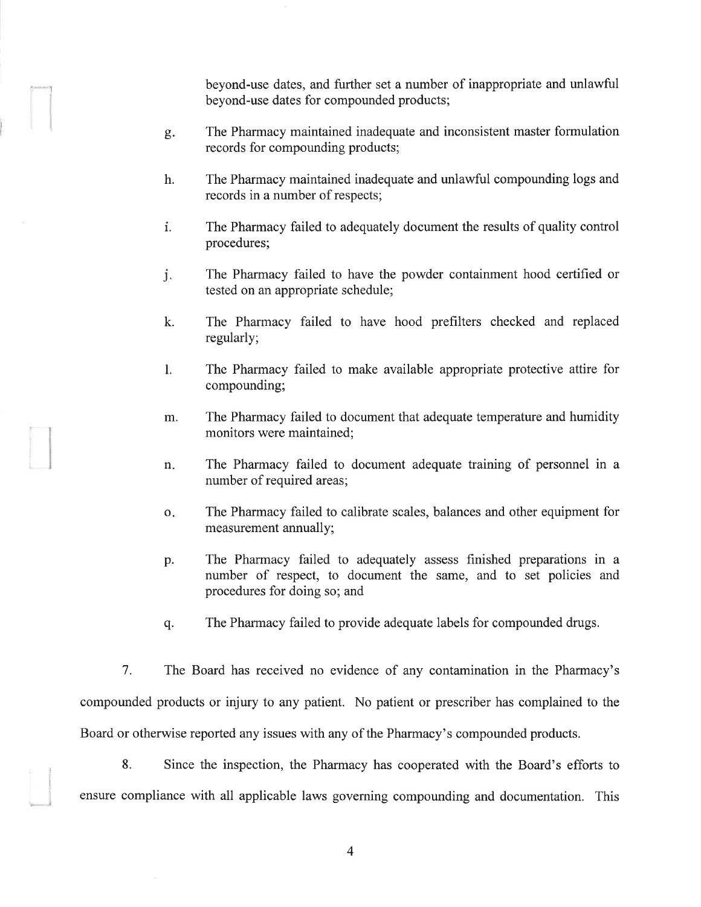beyond-use dates, and further set a number of inappropriate and unlawful beyond-use dates for compounded products;

g. The Pharmacy maintained inadequate and inconsistent master formulation records for compounding products;

h. The Pharmacy maintained inadequate and unlawful compounding logs and records in a number of respects;

i. The Pharmacy failed to adequately document the results of quality control procedures;

j. The Pharmacy failed to have the powder containment hood certified or tested on an appropriate schedule;

k. The Pharmacy failed to have hood prefilters checked and replaced regularly;

l. The Pharmacy failed to make available appropriate protective attire for compounding;

m. The Pharmacy failed to document that adequate temperature and humidity monitors were maintained;

n. The Pharmacy failed to document adequate training of personnel in a number of required areas;

o. The Pharmacy failed to calibrate scales, balances and other equipment for measurement annually;

p. The Pharmacy failed to adequately assess finished preparations in a number of respect, to document the same, and to set policies and procedures for doing so; and

q. The Pharmacy failed to provide adequate labels for compounded drugs.

7. The Board has received no evidence of any contamination in the Pharmacy's compounded products or injury to any patient. No patient or prescriber has complained to the Board or otherwise reported any issues with any of the Pharmacy's compounded products.

8. Since the inspection, the Pharmacy has cooperated with the Board's efforts to ensure compliance with all applicable laws governing compounding and documentation. This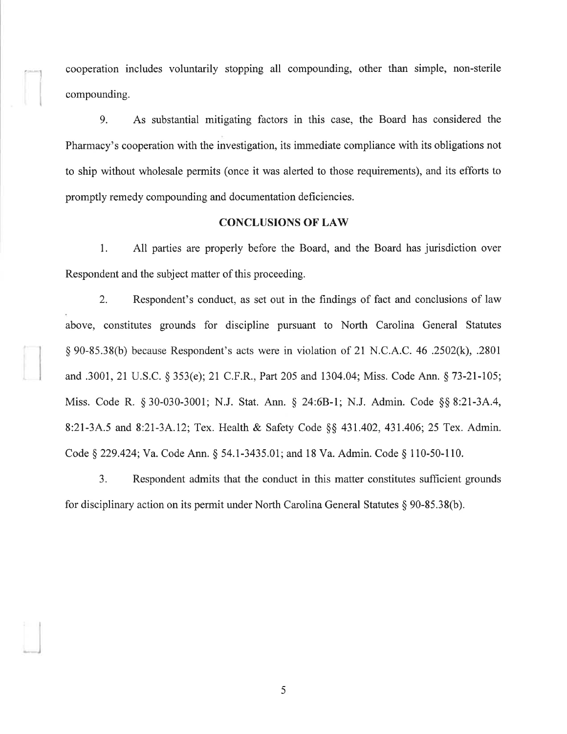cooperation includes voluntarily stopping all compounding, other than simple, non-sterile compounding.

9. As substantial mitigating factors in this case, the Board has considered the Pharmacy's cooperation with the investigation, its immediate compliance with its obligations not to ship without wholesale permits (once it was alerted to those requirements), and its efforts to promptly remedy compounding and documentation deficiencies.

## CONCLUSIONS OF LAW

1. All parties are properly before the Board, and the Board has jurisdiction over Respondent and the subject matter of this proceeding.

2. Respondent's conduct, as set out in the findings of fact and conclusions of law above, constitutes grounds for discipline pursuant to North Carolina General Statutes § 90-85.38(b) because Respondent's acts were in violation of 21 N.C.A.C. 46 .2502(k), .2801 and .3001, 21 U.S.C. § 353(e); 21 C.F.R., Part 205 and 1304.04; Miss. Code Ann. § 73-21-105; Miss. Code R. § 30-030-3001; N.J. Stat. Ann. § 24:6B-1; N.J. Admin. Code §§ 8:21-3A.4, 8:21-3A.5 and 8:21-3A.12; Tex. Health & Safety Code §§ 431.402, 431.406; 25 Tex. Admin. Code § 229.424; Va. Code Ann. § 54.1-3435.01; and 18 Va. Admin. Code § 110-50-110.

3. Respondent admits that the conduct in this matter constitutes sufficient grounds for disciplinary action on its permit under North Carolina General Statutes § 90-85.38(b).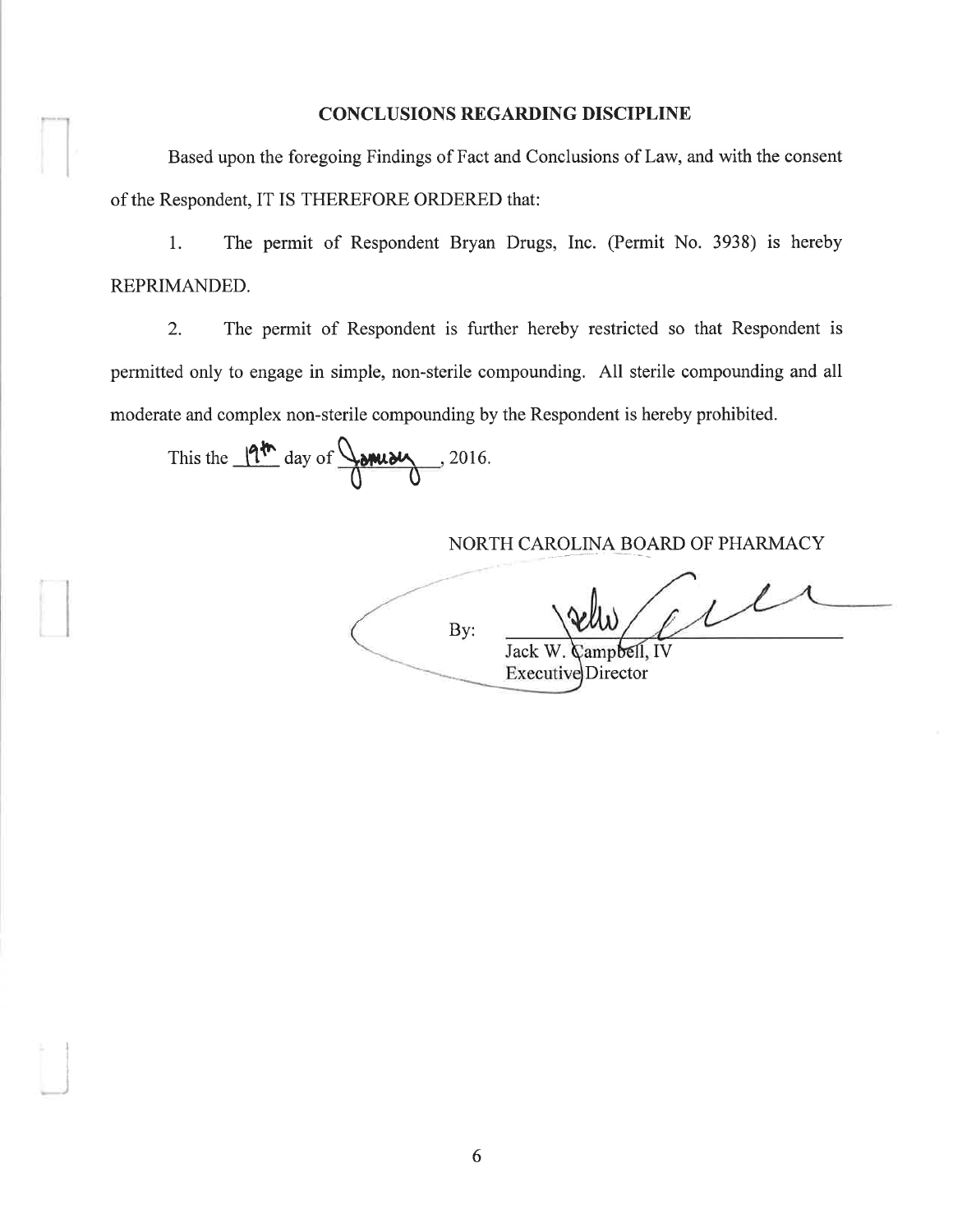## CONCLUSIONS REGARDING DISCIPLINE

Based upon the foregoing Findings of Fact and Conclusions of Law, and with the consent of the Respondent, IT IS THEREFORE ORDERED that:

1. The permit of Respondent Bryan Drugs, Inc. (Permit No. 3938) is hereby REPRIMANDED.

2. The permit of Respondent is further hereby restricted so that Respondent is permitted only to engage in simple, non-sterile compounding. All sterile compounding and all moderate and complex non-sterile compounding by the Respondent is hereby prohibited.

This the 19th day of January, 2016.

NORTH CAROLINA BOARD OF PHARMACY

By: ______________________
Jack W. Campbell, IV
Executive Director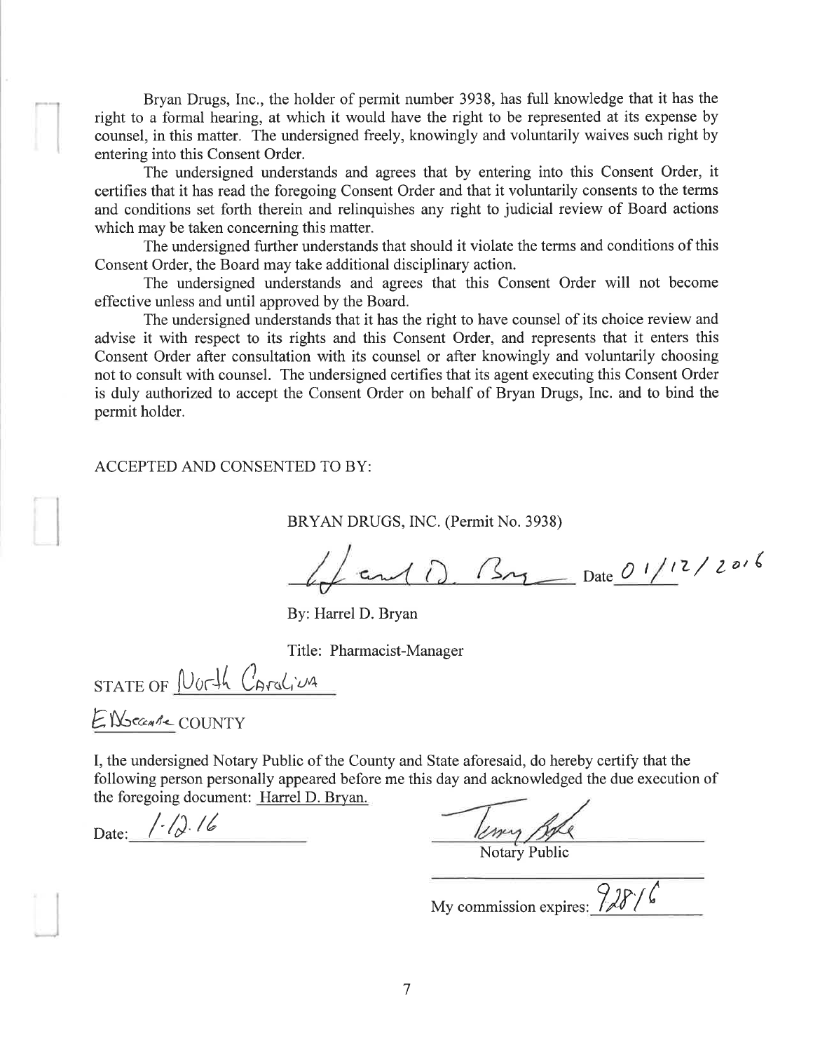Bryan Drugs, Inc., the holder of permit number 3938, has full knowledge that it has the right to a formal hearing, at which it would have the right to be represented at its expense by counsel, in this matter. The undersigned freely, knowingly and voluntarily waives such right by entering into this Consent Order.

The undersigned understands and agrees that by entering into this Consent Order, it certifies that it has read the foregoing Consent Order and that it voluntarily consents to the terms and conditions set forth therein and relinquishes any right to judicial review of Board actions which may be taken concerning this matter.

The undersigned further understands that should it violate the terms and conditions of this Consent Order, the Board may take additional disciplinary action.

The undersigned understands and agrees that this Consent Order will not become effective unless and until approved by the Board.

The undersigned understands that it has the right to have counsel of its choice review and advise it with respect to its rights and this Consent Order, and represents that it enters this Consent Order after consultation with its counsel or after knowingly and voluntarily choosing not to consult with counsel. The undersigned certifies that its agent executing this Consent Order is duly authorized to accept the Consent Order on behalf of Bryan Drugs, Inc. and to bind the permit holder.

ACCEPTED AND CONSENTED TO BY:

BRYAN DRUGS, INC. (Permit No. 3938)

Harrel D. Bryan Date 01/12/2016

By: Harrel D. Bryan

Title: Pharmacist-Manager

STATE OF North Carolina

Edgecombe COUNTY

I, the undersigned Notary Public of the County and State aforesaid, do hereby certify that the following person personally appeared before me this day and acknowledged the due execution of the foregoing document: Harrel D. Bryan.

Date: 1-12-16

Notary Public

My commission expires: 9/28/16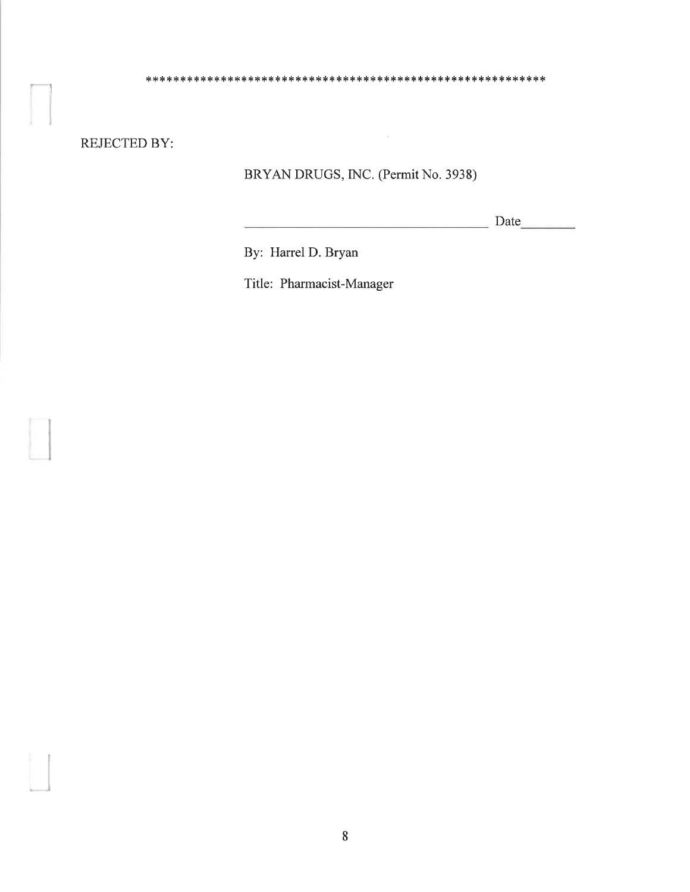**********************************************************

REJECTED BY:

BRYAN DRUGS, INC. (Permit No. 3938)

_______________________________ Date________

By: Harrel D. Bryan

Title: Pharmacist-Manager